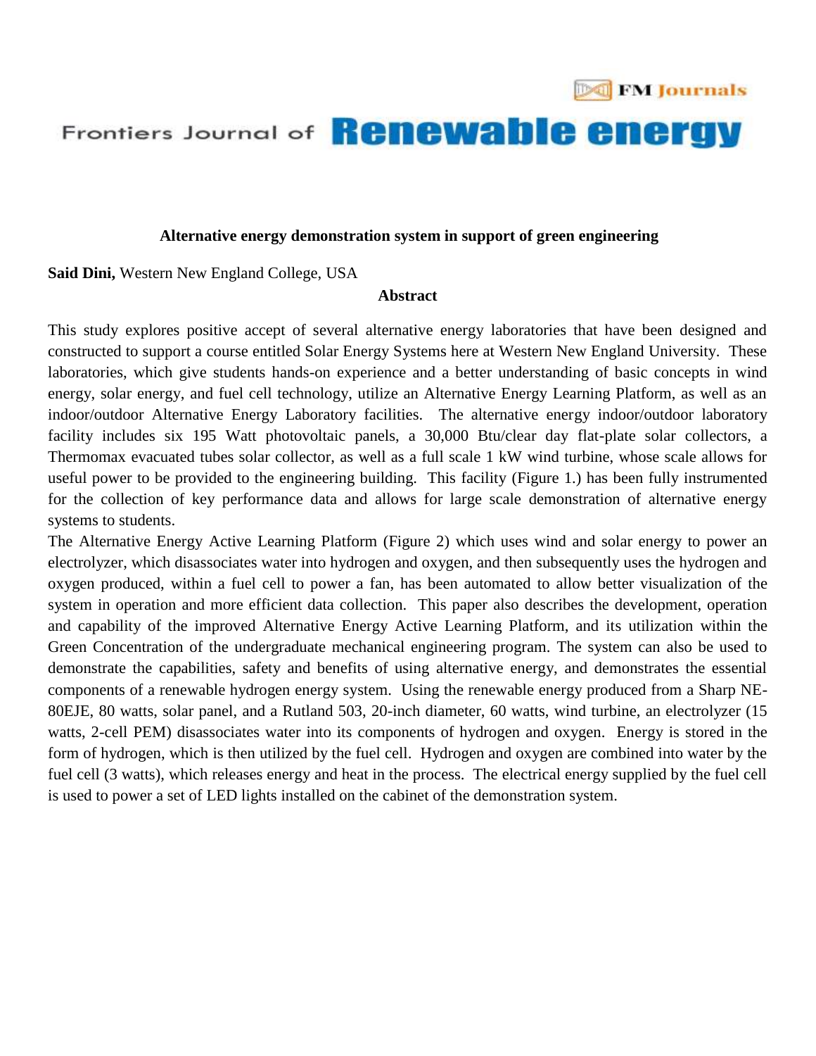# Alternative energy demonstration system in support of green engineering

**Said Dini,** Western New England College, USA

## Abstract

This study explores positive accept of several alternative energy laboratories that have been designed and constructed to support a course entitled Solar Energy Systems here at Western New England University. These laboratories, which give students hands-on experience and a better understanding of basic concepts in wind energy, solar energy, and fuel cell technology, utilize an Alternative Energy Learning Platform, as well as an indoor/outdoor Alternative Energy Laboratory facilities. The alternative energy indoor/outdoor laboratory facility includes six 195 Watt photovoltaic panels, a 30,000 Btu/clear day flat-plate solar collectors, a Thermomax evacuated tubes solar collector, as well as a full scale 1 kW wind turbine, whose scale allows for useful power to be provided to the engineering building. This facility (Figure 1.) has been fully instrumented for the collection of key performance data and allows for large scale demonstration of alternative energy systems to students.

The Alternative Energy Active Learning Platform (Figure 2) which uses wind and solar energy to power an electrolyzer, which disassociates water into hydrogen and oxygen, and then subsequently uses the hydrogen and oxygen produced, within a fuel cell to power a fan, has been automated to allow better visualization of the system in operation and more efficient data collection. This paper also describes the development, operation and capability of the improved Alternative Energy Active Learning Platform, and its utilization within the Green Concentration of the undergraduate mechanical engineering program. The system can also be used to demonstrate the capabilities, safety and benefits of using alternative energy, and demonstrates the essential components of a renewable hydrogen energy system. Using the renewable energy produced from a Sharp NE-80EJE, 80 watts, solar panel, and a Rutland 503, 20-inch diameter, 60 watts, wind turbine, an electrolyzer (15 watts, 2-cell PEM) disassociates water into its components of hydrogen and oxygen. Energy is stored in the form of hydrogen, which is then utilized by the fuel cell. Hydrogen and oxygen are combined into water by the fuel cell (3 watts), which releases energy and heat in the process. The electrical energy supplied by the fuel cell is used to power a set of LED lights installed on the cabinet of the demonstration system.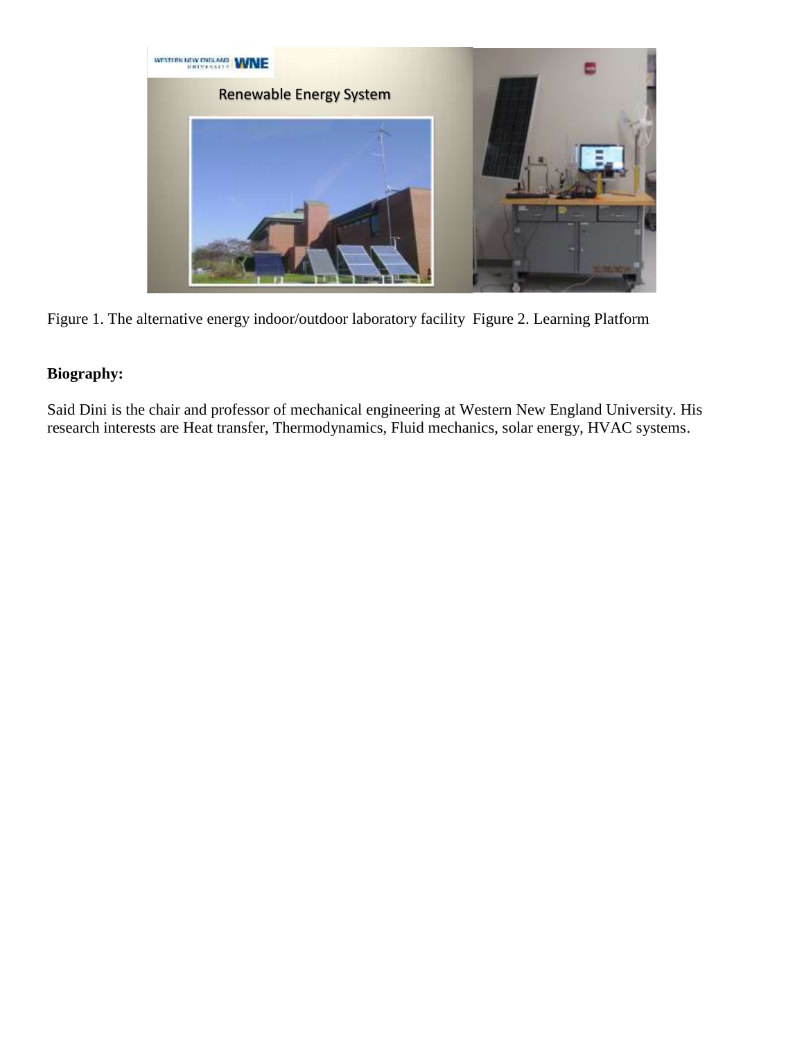Figure 1. The alternative energy indoor/outdoor laboratory facility  Figure 2. Learning Platform

**Biography:**

Said Dini is the chair and professor of mechanical engineering at Western New England University. His research interests are Heat transfer, Thermodynamics, Fluid mechanics, solar energy, HVAC systems.